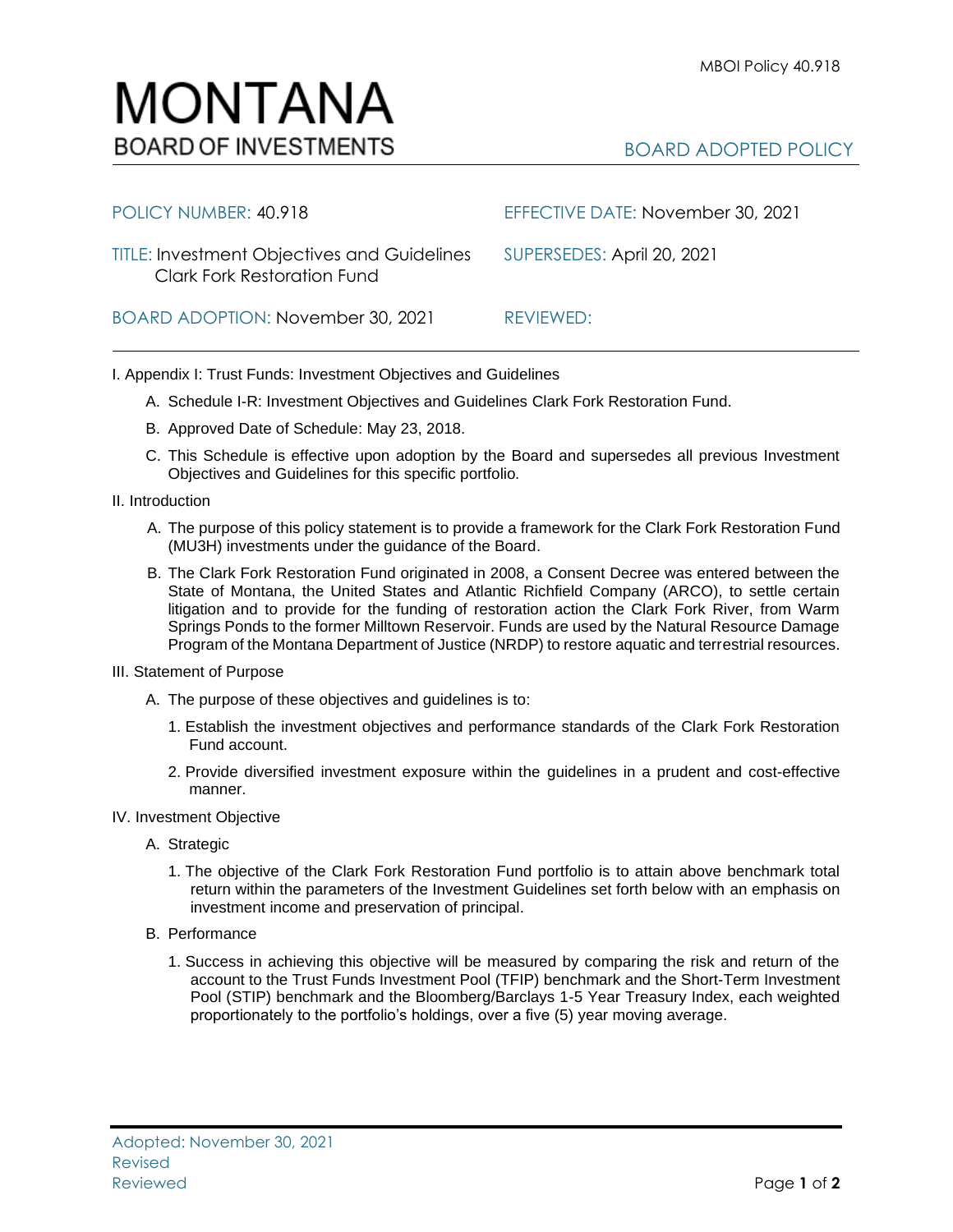# MONTANA
BOARD OF INVESTMENTS

BOARD ADOPTED POLICY

| | |
|---|---|
| POLICY NUMBER: 40.918 | EFFECTIVE DATE: November 30, 2021 |
| TITLE: Investment Objectives and Guidelines Clark Fork Restoration Fund | SUPERSEDES: April 20, 2021 |
| BOARD ADOPTION: November 30, 2021 | REVIEWED: |

I. Appendix I: Trust Funds: Investment Objectives and Guidelines

A. Schedule I-R: Investment Objectives and Guidelines Clark Fork Restoration Fund.

B. Approved Date of Schedule: May 23, 2018.

C. This Schedule is effective upon adoption by the Board and supersedes all previous Investment Objectives and Guidelines for this specific portfolio.

II. Introduction

A. The purpose of this policy statement is to provide a framework for the Clark Fork Restoration Fund (MU3H) investments under the guidance of the Board.

B. The Clark Fork Restoration Fund originated in 2008, a Consent Decree was entered between the State of Montana, the United States and Atlantic Richfield Company (ARCO), to settle certain litigation and to provide for the funding of restoration action the Clark Fork River, from Warm Springs Ponds to the former Milltown Reservoir. Funds are used by the Natural Resource Damage Program of the Montana Department of Justice (NRDP) to restore aquatic and terrestrial resources.

III. Statement of Purpose

A. The purpose of these objectives and guidelines is to:

1. Establish the investment objectives and performance standards of the Clark Fork Restoration Fund account.

2. Provide diversified investment exposure within the guidelines in a prudent and cost-effective manner.

IV. Investment Objective

A. Strategic

1. The objective of the Clark Fork Restoration Fund portfolio is to attain above benchmark total return within the parameters of the Investment Guidelines set forth below with an emphasis on investment income and preservation of principal.

B. Performance

1. Success in achieving this objective will be measured by comparing the risk and return of the account to the Trust Funds Investment Pool (TFIP) benchmark and the Short-Term Investment Pool (STIP) benchmark and the Bloomberg/Barclays 1-5 Year Treasury Index, each weighted proportionately to the portfolio's holdings, over a five (5) year moving average.

Adopted: November 30, 2021
Revised
Reviewed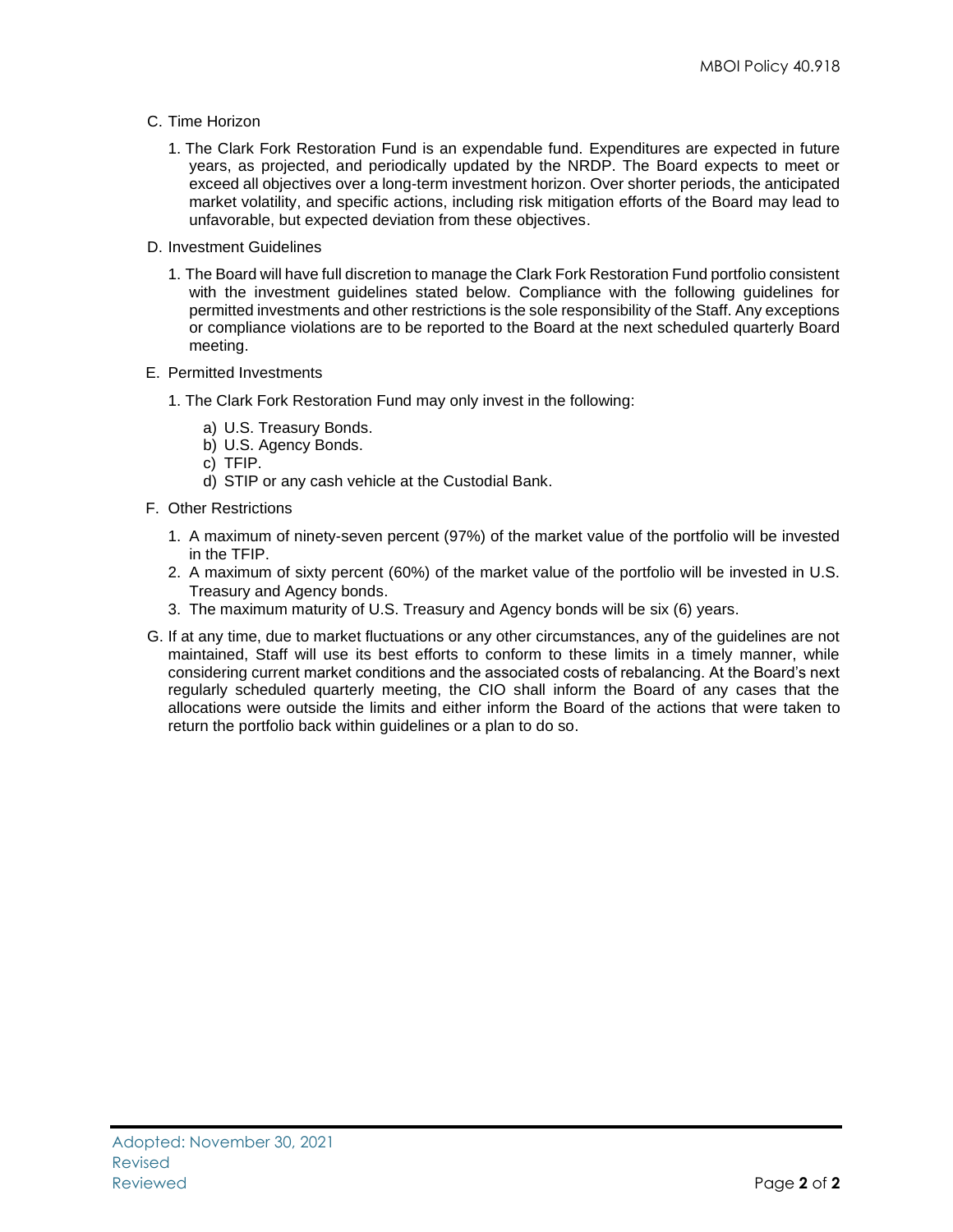C. Time Horizon

1. The Clark Fork Restoration Fund is an expendable fund. Expenditures are expected in future years, as projected, and periodically updated by the NRDP. The Board expects to meet or exceed all objectives over a long-term investment horizon. Over shorter periods, the anticipated market volatility, and specific actions, including risk mitigation efforts of the Board may lead to unfavorable, but expected deviation from these objectives.

D. Investment Guidelines

1. The Board will have full discretion to manage the Clark Fork Restoration Fund portfolio consistent with the investment guidelines stated below. Compliance with the following guidelines for permitted investments and other restrictions is the sole responsibility of the Staff. Any exceptions or compliance violations are to be reported to the Board at the next scheduled quarterly Board meeting.

E. Permitted Investments

1. The Clark Fork Restoration Fund may only invest in the following:

   a) U.S. Treasury Bonds.
   b) U.S. Agency Bonds.
   c) TFIP.
   d) STIP or any cash vehicle at the Custodial Bank.

F. Other Restrictions

1. A maximum of ninety-seven percent (97%) of the market value of the portfolio will be invested in the TFIP.
2. A maximum of sixty percent (60%) of the market value of the portfolio will be invested in U.S. Treasury and Agency bonds.
3. The maximum maturity of U.S. Treasury and Agency bonds will be six (6) years.

G. If at any time, due to market fluctuations or any other circumstances, any of the guidelines are not maintained, Staff will use its best efforts to conform to these limits in a timely manner, while considering current market conditions and the associated costs of rebalancing. At the Board's next regularly scheduled quarterly meeting, the CIO shall inform the Board of any cases that the allocations were outside the limits and either inform the Board of the actions that were taken to return the portfolio back within guidelines or a plan to do so.

Adopted: November 30, 2021
Revised
Reviewed